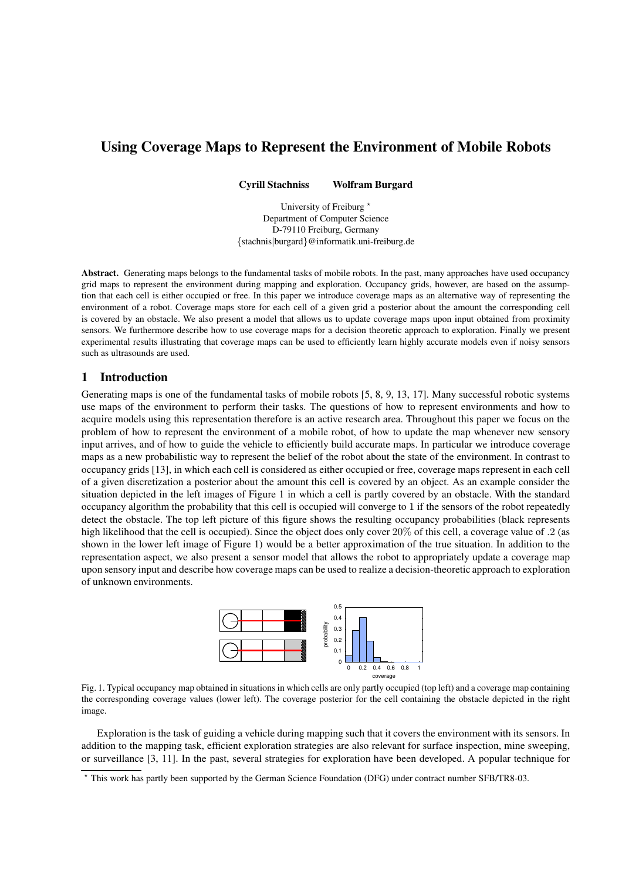# Using Coverage Maps to Represent the Environment of Mobile Robots

**Cyrill Stachniss** **Wolfram Burgard**

University of Freiburg *
Department of Computer Science
D-79110 Freiburg, Germany
{stachnis|burgard}@informatik.uni-freiburg.de

**Abstract.** Generating maps belongs to the fundamental tasks of mobile robots. In the past, many approaches have used occupancy grid maps to represent the environment during mapping and exploration. Occupancy grids, however, are based on the assumption that each cell is either occupied or free. In this paper we introduce coverage maps as an alternative way of representing the environment of a robot. Coverage maps store for each cell of a given grid a posterior about the amount the corresponding cell is covered by an obstacle. We also present a model that allows us to update coverage maps upon input obtained from proximity sensors. We furthermore describe how to use coverage maps for a decision theoretic approach to exploration. Finally we present experimental results illustrating that coverage maps can be used to efficiently learn highly accurate models even if noisy sensors such as ultrasounds are used.

## 1 Introduction

Generating maps is one of the fundamental tasks of mobile robots [5, 8, 9, 13, 17]. Many successful robotic systems use maps of the environment to perform their tasks. The questions of how to represent environments and how to acquire models using this representation therefore is an active research area. Throughout this paper we focus on the problem of how to represent the environment of a mobile robot, of how to update the map whenever new sensory input arrives, and of how to guide the vehicle to efficiently build accurate maps. In particular we introduce coverage maps as a new probabilistic way to represent the belief of the robot about the state of the environment. In contrast to occupancy grids [13], in which each cell is considered as either occupied or free, coverage maps represent in each cell of a given discretization a posterior about the amount this cell is covered by an object. As an example consider the situation depicted in the left images of Figure 1 in which a cell is partly covered by an obstacle. With the standard occupancy algorithm the probability that this cell is occupied will converge to 1 if the sensors of the robot repeatedly detect the obstacle. The top left picture of this figure shows the resulting occupancy probabilities (black represents high likelihood that the cell is occupied). Since the object does only cover $20\%$ of this cell, a coverage value of .2 (as shown in the lower left image of Figure 1) would be a better approximation of the true situation. In addition to the representation aspect, we also present a sensor model that allows the robot to appropriately update a coverage map upon sensory input and describe how coverage maps can be used to realize a decision-theoretic approach to exploration of unknown environments.

Fig. 1. Typical occupancy map obtained in situations in which cells are only partly occupied (top left) and a coverage map containing the corresponding coverage values (lower left). The coverage posterior for the cell containing the obstacle depicted in the right image.

Exploration is the task of guiding a vehicle during mapping such that it covers the environment with its sensors. In addition to the mapping task, efficient exploration strategies are also relevant for surface inspection, mine sweeping, or surveillance [3, 11]. In the past, several strategies for exploration have been developed. A popular technique for

* This work has partly been supported by the German Science Foundation (DFG) under contract number SFB/TR8-03.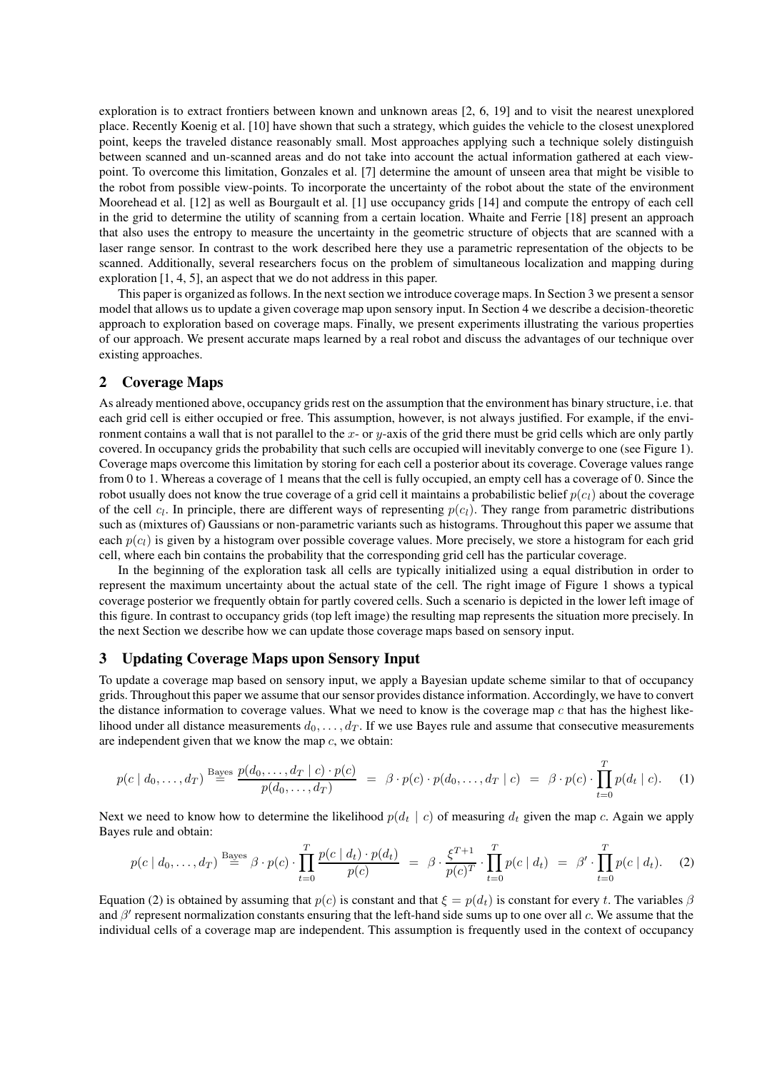exploration is to extract frontiers between known and unknown areas [2, 6, 19] and to visit the nearest unexplored place. Recently Koenig et al. [10] have shown that such a strategy, which guides the vehicle to the closest unexplored point, keeps the traveled distance reasonably small. Most approaches applying such a technique solely distinguish between scanned and un-scanned areas and do not take into account the actual information gathered at each view-point. To overcome this limitation, Gonzales et al. [7] determine the amount of unseen area that might be visible to the robot from possible view-points. To incorporate the uncertainty of the robot about the state of the environment Moorehead et al. [12] as well as Bourgault et al. [1] use occupancy grids [14] and compute the entropy of each cell in the grid to determine the utility of scanning from a certain location. Whaite and Ferrie [18] present an approach that also uses the entropy to measure the uncertainty in the geometric structure of objects that are scanned with a laser range sensor. In contrast to the work described here they use a parametric representation of the objects to be scanned. Additionally, several researchers focus on the problem of simultaneous localization and mapping during exploration [1, 4, 5], an aspect that we do not address in this paper.

This paper is organized as follows. In the next section we introduce coverage maps. In Section 3 we present a sensor model that allows us to update a given coverage map upon sensory input. In Section 4 we describe a decision-theoretic approach to exploration based on coverage maps. Finally, we present experiments illustrating the various properties of our approach. We present accurate maps learned by a real robot and discuss the advantages of our technique over existing approaches.

## 2 Coverage Maps

As already mentioned above, occupancy grids rest on the assumption that the environment has binary structure, i.e. that each grid cell is either occupied or free. This assumption, however, is not always justified. For example, if the environment contains a wall that is not parallel to the $x$- or $y$-axis of the grid there must be grid cells which are only partly covered. In occupancy grids the probability that such cells are occupied will inevitably converge to one (see Figure 1). Coverage maps overcome this limitation by storing for each cell a posterior about its coverage. Coverage values range from 0 to 1. Whereas a coverage of 1 means that the cell is fully occupied, an empty cell has a coverage of 0. Since the robot usually does not know the true coverage of a grid cell it maintains a probabilistic belief $p(c_l)$ about the coverage of the cell $c_l$. In principle, there are different ways of representing $p(c_l)$. They range from parametric distributions such as (mixtures of) Gaussians or non-parametric variants such as histograms. Throughout this paper we assume that each $p(c_l)$ is given by a histogram over possible coverage values. More precisely, we store a histogram for each grid cell, where each bin contains the probability that the corresponding grid cell has the particular coverage.

In the beginning of the exploration task all cells are typically initialized using a equal distribution in order to represent the maximum uncertainty about the actual state of the cell. The right image of Figure 1 shows a typical coverage posterior we frequently obtain for partly covered cells. Such a scenario is depicted in the lower left image of this figure. In contrast to occupancy grids (top left image) the resulting map represents the situation more precisely. In the next Section we describe how we can update those coverage maps based on sensory input.

## 3 Updating Coverage Maps upon Sensory Input

To update a coverage map based on sensory input, we apply a Bayesian update scheme similar to that of occupancy grids. Throughout this paper we assume that our sensor provides distance information. Accordingly, we have to convert the distance information to coverage values. What we need to know is the coverage map $c$ that has the highest likelihood under all distance measurements $d_0, \ldots, d_T$. If we use Bayes rule and assume that consecutive measurements are independent given that we know the map $c$, we obtain:

$$p(c \mid d_0, \ldots, d_T) \overset{\text{Bayes}}{=} \frac{p(d_0, \ldots, d_T \mid c) \cdot p(c)}{p(d_0, \ldots, d_T)} \;=\; \beta \cdot p(c) \cdot p(d_0, \ldots, d_T \mid c) \;=\; \beta \cdot p(c) \cdot \prod_{t=0}^{T} p(d_t \mid c). \tag{1}$$

Next we need to know how to determine the likelihood $p(d_t \mid c)$ of measuring $d_t$ given the map $c$. Again we apply Bayes rule and obtain:

$$p(c \mid d_0, \ldots, d_T) \overset{\text{Bayes}}{=} \beta \cdot p(c) \cdot \prod_{t=0}^{T} \frac{p(c \mid d_t) \cdot p(d_t)}{p(c)} \;=\; \beta \cdot \frac{\xi^{T+1}}{p(c)^T} \cdot \prod_{t=0}^{T} p(c \mid d_t) \;=\; \beta' \cdot \prod_{t=0}^{T} p(c \mid d_t). \tag{2}$$

Equation (2) is obtained by assuming that $p(c)$ is constant and that $\xi = p(d_t)$ is constant for every $t$. The variables $\beta$ and $\beta'$ represent normalization constants ensuring that the left-hand side sums up to one over all $c$. We assume that the individual cells of a coverage map are independent. This assumption is frequently used in the context of occupancy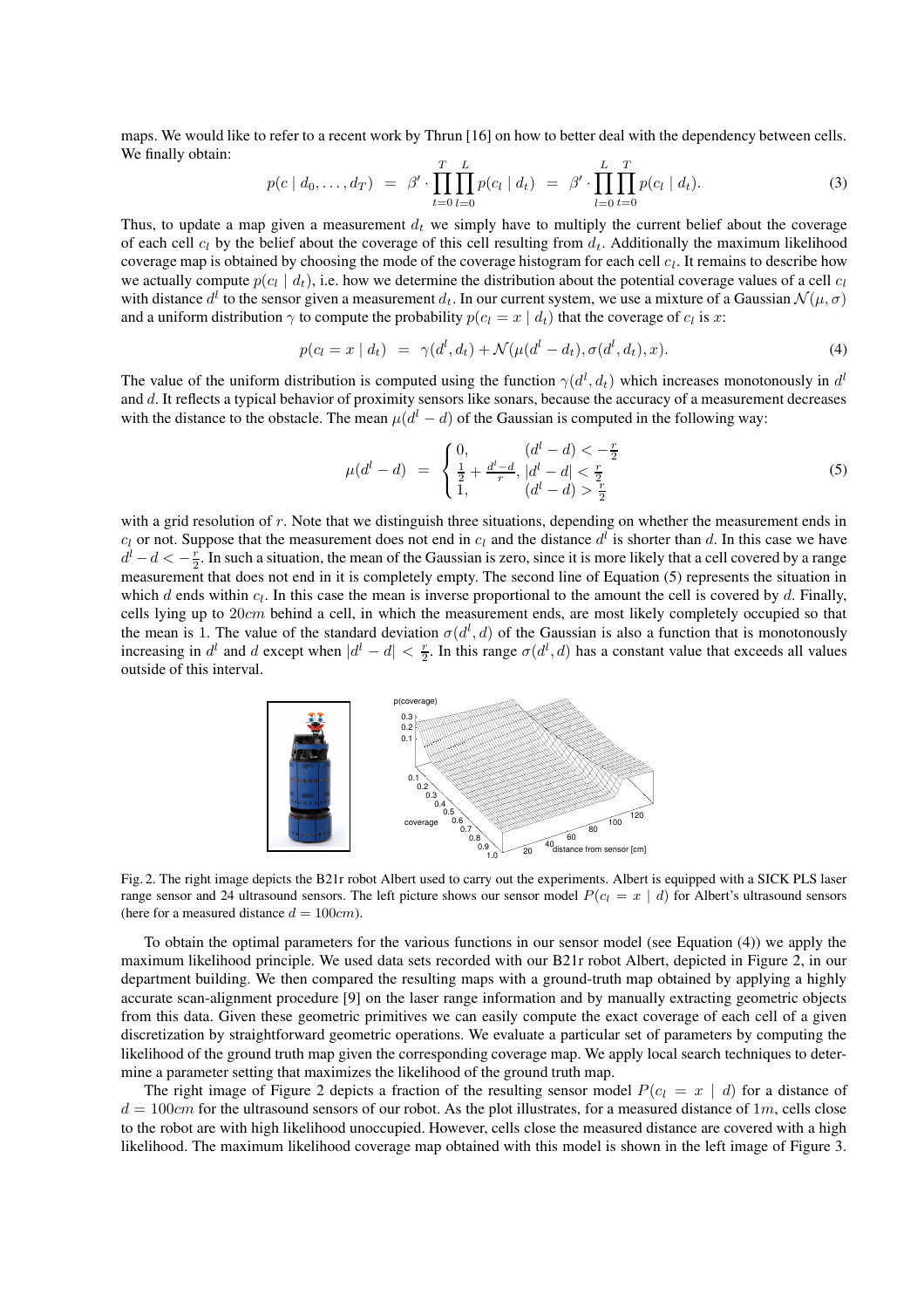maps. We would like to refer to a recent work by Thrun [16] on how to better deal with the dependency between cells. We finally obtain:

$$p(c \mid d_0, \ldots, d_T) \;=\; \beta' \cdot \prod_{t=0}^{T} \prod_{l=0}^{L} p(c_l \mid d_t) \;=\; \beta' \cdot \prod_{l=0}^{L} \prod_{t=0}^{T} p(c_l \mid d_t). \tag{3}$$

Thus, to update a map given a measurement $d_t$ we simply have to multiply the current belief about the coverage of each cell $c_l$ by the belief about the coverage of this cell resulting from $d_t$. Additionally the maximum likelihood coverage map is obtained by choosing the mode of the coverage histogram for each cell $c_l$. It remains to describe how we actually compute $p(c_l \mid d_t)$, i.e. how we determine the distribution about the potential coverage values of a cell $c_l$ with distance $d^l$ to the sensor given a measurement $d_t$. In our current system, we use a mixture of a Gaussian $\mathcal{N}(\mu, \sigma)$ and a uniform distribution $\gamma$ to compute the probability $p(c_l = x \mid d_t)$ that the coverage of $c_l$ is $x$:

$$p(c_l = x \mid d_t) \;=\; \gamma(d^l, d_t) + \mathcal{N}(\mu(d^l - d_t), \sigma(d^l, d_t), x). \tag{4}$$

The value of the uniform distribution is computed using the function $\gamma(d^l, d_t)$ which increases monotonously in $d^l$ and $d$. It reflects a typical behavior of proximity sensors like sonars, because the accuracy of a measurement decreases with the distance to the obstacle. The mean $\mu(d^l - d)$ of the Gaussian is computed in the following way:

$$\mu(d^l - d) \;=\; \begin{cases} 0, & (d^l - d) < -\frac{r}{2} \\ \frac{1}{2} + \frac{d^l - d}{r}, & |d^l - d| < \frac{r}{2} \\ 1, & (d^l - d) > \frac{r}{2} \end{cases} \tag{5}$$

with a grid resolution of $r$. Note that we distinguish three situations, depending on whether the measurement ends in $c_l$ or not. Suppose that the measurement does not end in $c_l$ and the distance $d^l$ is shorter than $d$. In this case we have $d^l - d < -\frac{r}{2}$. In such a situation, the mean of the Gaussian is zero, since it is more likely that a cell covered by a range measurement that does not end in it is completely empty. The second line of Equation (5) represents the situation in which $d$ ends within $c_l$. In this case the mean is inverse proportional to the amount the cell is covered by $d$. Finally, cells lying up to $20cm$ behind a cell, in which the measurement ends, are most likely completely occupied so that the mean is 1. The value of the standard deviation $\sigma(d^l, d)$ of the Gaussian is also a function that is monotonously increasing in $d^l$ and $d$ except when $|d^l - d| < \frac{r}{2}$. In this range $\sigma(d^l, d)$ has a constant value that exceeds all values outside of this interval.

Fig. 2. The right image depicts the B21r robot Albert used to carry out the experiments. Albert is equipped with a SICK PLS laser range sensor and 24 ultrasound sensors. The left picture shows our sensor model $P(c_l = x \mid d)$ for Albert's ultrasound sensors (here for a measured distance $d = 100cm$).

To obtain the optimal parameters for the various functions in our sensor model (see Equation (4)) we apply the maximum likelihood principle. We used data sets recorded with our B21r robot Albert, depicted in Figure 2, in our department building. We then compared the resulting maps with a ground-truth map obtained by applying a highly accurate scan-alignment procedure [9] on the laser range information and by manually extracting geometric objects from this data. Given these geometric primitives we can easily compute the exact coverage of each cell of a given discretization by straightforward geometric operations. We evaluate a particular set of parameters by computing the likelihood of the ground truth map given the corresponding coverage map. We apply local search techniques to determine a parameter setting that maximizes the likelihood of the ground truth map.

The right image of Figure 2 depicts a fraction of the resulting sensor model $P(c_l = x \mid d)$ for a distance of $d = 100cm$ for the ultrasound sensors of our robot. As the plot illustrates, for a measured distance of $1m$, cells close to the robot are with high likelihood unoccupied. However, cells close the measured distance are covered with a high likelihood. The maximum likelihood coverage map obtained with this model is shown in the left image of Figure 3.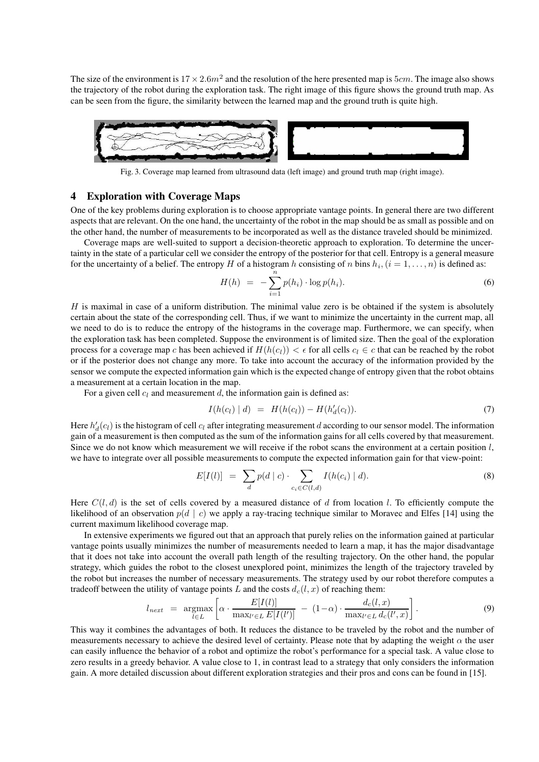The size of the environment is $17 \times 2.6m^2$ and the resolution of the here presented map is $5cm$. The image also shows the trajectory of the robot during the exploration task. The right image of this figure shows the ground truth map. As can be seen from the figure, the similarity between the learned map and the ground truth is quite high.

Fig. 3. Coverage map learned from ultrasound data (left image) and ground truth map (right image).

## 4 Exploration with Coverage Maps

One of the key problems during exploration is to choose appropriate vantage points. In general there are two different aspects that are relevant. On the one hand, the uncertainty of the robot in the map should be as small as possible and on the other hand, the number of measurements to be incorporated as well as the distance traveled should be minimized.

Coverage maps are well-suited to support a decision-theoretic approach to exploration. To determine the uncertainty in the state of a particular cell we consider the entropy of the posterior for that cell. Entropy is a general measure for the uncertainty of a belief. The entropy $H$ of a histogram $h$ consisting of $n$ bins $h_i, (i = 1, \ldots, n)$ is defined as:

$$H(h) \;=\; -\sum_{i=1}^{n} p(h_i) \cdot \log p(h_i). \tag{6}$$

$H$ is maximal in case of a uniform distribution. The minimal value zero is be obtained if the system is absolutely certain about the state of the corresponding cell. Thus, if we want to minimize the uncertainty in the current map, all we need to do is to reduce the entropy of the histograms in the coverage map. Furthermore, we can specify, when the exploration task has been completed. Suppose the environment is of limited size. Then the goal of the exploration process for a coverage map $c$ has been achieved if $H(h(c_l)) < \epsilon$ for all cells $c_l \in c$ that can be reached by the robot or if the posterior does not change any more. To take into account the accuracy of the information provided by the sensor we compute the expected information gain which is the expected change of entropy given that the robot obtains a measurement at a certain location in the map.

For a given cell $c_l$ and measurement $d$, the information gain is defined as:

$$I(h(c_l) \mid d) \;=\; H(h(c_l)) - H(h'_d(c_l)). \tag{7}$$

Here $h'_d(c_l)$ is the histogram of cell $c_l$ after integrating measurement $d$ according to our sensor model. The information gain of a measurement is then computed as the sum of the information gains for all cells covered by that measurement. Since we do not know which measurement we will receive if the robot scans the environment at a certain position $l$, we have to integrate over all possible measurements to compute the expected information gain for that view-point:

$$E[I(l)] \;=\; \sum_{d} p(d \mid c) \cdot \sum_{c_i \in C(l,d)} I(h(c_i) \mid d). \tag{8}$$

Here $C(l, d)$ is the set of cells covered by a measured distance of $d$ from location $l$. To efficiently compute the likelihood of an observation $p(d \mid c)$ we apply a ray-tracing technique similar to Moravec and Elfes [14] using the current maximum likelihood coverage map.

In extensive experiments we figured out that an approach that purely relies on the information gained at particular vantage points usually minimizes the number of measurements needed to learn a map, it has the major disadvantage that it does not take into account the overall path length of the resulting trajectory. On the other hand, the popular strategy, which guides the robot to the closest unexplored point, minimizes the length of the trajectory traveled by the robot but increases the number of necessary measurements. The strategy used by our robot therefore computes a tradeoff between the utility of vantage points $L$ and the costs $d_c(l, x)$ of reaching them:

$$l_{next} \;=\; \operatorname*{argmax}_{l \in L} \left[ \alpha \cdot \frac{E[I(l)]}{\max_{l' \in L} E[I(l')]} \;-\; (1-\alpha) \cdot \frac{d_c(l, x)}{\max_{l' \in L} d_c(l', x)} \right]. \tag{9}$$

This way it combines the advantages of both. It reduces the distance to be traveled by the robot and the number of measurements necessary to achieve the desired level of certainty. Please note that by adapting the weight $\alpha$ the user can easily influence the behavior of a robot and optimize the robot's performance for a special task. A value close to zero results in a greedy behavior. A value close to 1, in contrast lead to a strategy that only considers the information gain. A more detailed discussion about different exploration strategies and their pros and cons can be found in [15].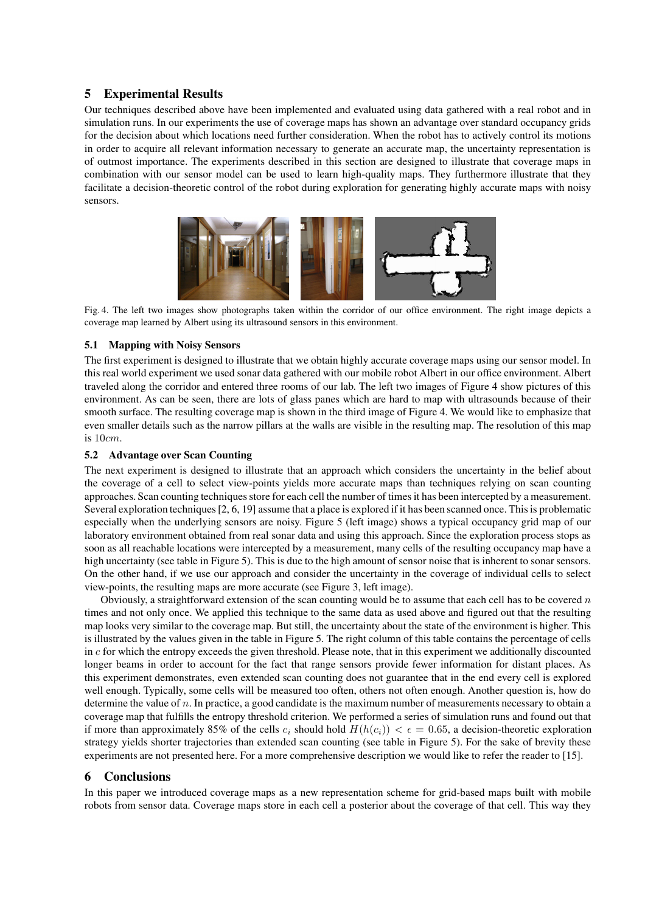## 5 Experimental Results

Our techniques described above have been implemented and evaluated using data gathered with a real robot and in simulation runs. In our experiments the use of coverage maps has shown an advantage over standard occupancy grids for the decision about which locations need further consideration. When the robot has to actively control its motions in order to acquire all relevant information necessary to generate an accurate map, the uncertainty representation is of outmost importance. The experiments described in this section are designed to illustrate that coverage maps in combination with our sensor model can be used to learn high-quality maps. They furthermore illustrate that they facilitate a decision-theoretic control of the robot during exploration for generating highly accurate maps with noisy sensors.

Fig. 4. The left two images show photographs taken within the corridor of our office environment. The right image depicts a coverage map learned by Albert using its ultrasound sensors in this environment.

### 5.1 Mapping with Noisy Sensors

The first experiment is designed to illustrate that we obtain highly accurate coverage maps using our sensor model. In this real world experiment we used sonar data gathered with our mobile robot Albert in our office environment. Albert traveled along the corridor and entered three rooms of our lab. The left two images of Figure 4 show pictures of this environment. As can be seen, there are lots of glass panes which are hard to map with ultrasounds because of their smooth surface. The resulting coverage map is shown in the third image of Figure 4. We would like to emphasize that even smaller details such as the narrow pillars at the walls are visible in the resulting map. The resolution of this map is $10cm$.

### 5.2 Advantage over Scan Counting

The next experiment is designed to illustrate that an approach which considers the uncertainty in the belief about the coverage of a cell to select view-points yields more accurate maps than techniques relying on scan counting approaches. Scan counting techniques store for each cell the number of times it has been intercepted by a measurement. Several exploration techniques [2, 6, 19] assume that a place is explored if it has been scanned once. This is problematic especially when the underlying sensors are noisy. Figure 5 (left image) shows a typical occupancy grid map of our laboratory environment obtained from real sonar data and using this approach. Since the exploration process stops as soon as all reachable locations were intercepted by a measurement, many cells of the resulting occupancy map have a high uncertainty (see table in Figure 5). This is due to the high amount of sensor noise that is inherent to sonar sensors. On the other hand, if we use our approach and consider the uncertainty in the coverage of individual cells to select view-points, the resulting maps are more accurate (see Figure 3, left image).

Obviously, a straightforward extension of the scan counting would be to assume that each cell has to be covered $n$ times and not only once. We applied this technique to the same data as used above and figured out that the resulting map looks very similar to the coverage map. But still, the uncertainty about the state of the environment is higher. This is illustrated by the values given in the table in Figure 5. The right column of this table contains the percentage of cells in $c$ for which the entropy exceeds the given threshold. Please note, that in this experiment we additionally discounted longer beams in order to account for the fact that range sensors provide fewer information for distant places. As this experiment demonstrates, even extended scan counting does not guarantee that in the end every cell is explored well enough. Typically, some cells will be measured too often, others not often enough. Another question is, how do determine the value of $n$. In practice, a good candidate is the maximum number of measurements necessary to obtain a coverage map that fulfills the entropy threshold criterion. We performed a series of simulation runs and found out that if more than approximately 85% of the cells $c_i$ should hold $H(h(c_i)) < \epsilon = 0.65$, a decision-theoretic exploration strategy yields shorter trajectories than extended scan counting (see table in Figure 5). For the sake of brevity these experiments are not presented here. For a more comprehensive description we would like to refer the reader to [15].

## 6 Conclusions

In this paper we introduced coverage maps as a new representation scheme for grid-based maps built with mobile robots from sensor data. Coverage maps store in each cell a posterior about the coverage of that cell. This way they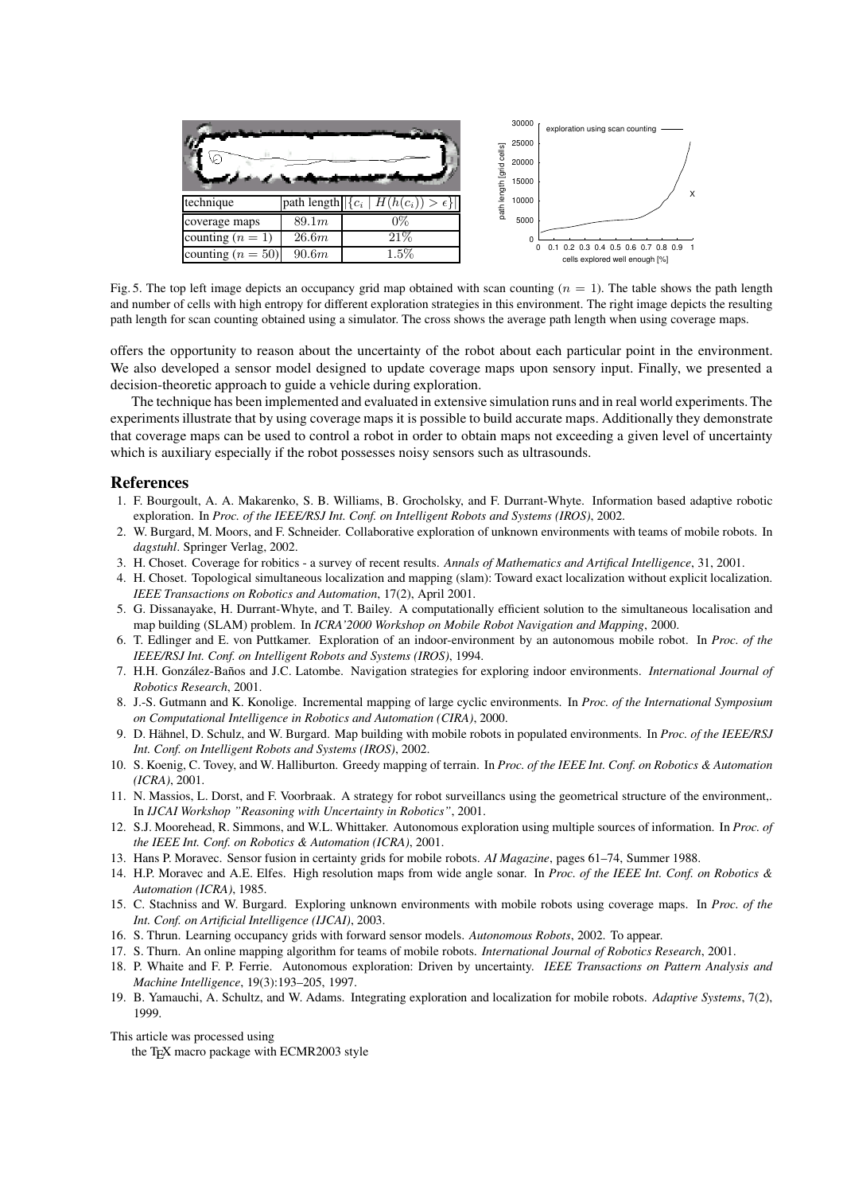| technique | path length | $\|\{c_i \mid H(h(c_i)) > \epsilon\}\|$ |
|---|---|---|
| coverage maps | $89.1m$ | $0\%$ |
| counting ($n = 1$) | $26.6m$ | $21\%$ |
| counting ($n = 50$) | $90.6m$ | $1.5\%$ |

30000
25000
20000
15000
10000
5000
0
exploration using scan counting
X
path length [grid cells]
0 0.1 0.2 0.3 0.4 0.5 0.6 0.7 0.8 0.9 1
cells explored well enough [%]

Fig. 5. The top left image depicts an occupancy grid map obtained with scan counting ($n = 1$). The table shows the path length and number of cells with high entropy for different exploration strategies in this environment. The right image depicts the resulting path length for scan counting obtained using a simulator. The cross shows the average path length when using coverage maps.

offers the opportunity to reason about the uncertainty of the robot about each particular point in the environment. We also developed a sensor model designed to update coverage maps upon sensory input. Finally, we presented a decision-theoretic approach to guide a vehicle during exploration.

The technique has been implemented and evaluated in extensive simulation runs and in real world experiments. The experiments illustrate that by using coverage maps it is possible to build accurate maps. Additionally they demonstrate that coverage maps can be used to control a robot in order to obtain maps not exceeding a given level of uncertainty which is auxiliary especially if the robot possesses noisy sensors such as ultrasounds.

## References

1. F. Bourgoult, A. A. Makarenko, S. B. Williams, B. Grocholsky, and F. Durrant-Whyte. Information based adaptive robotic exploration. In *Proc. of the IEEE/RSJ Int. Conf. on Intelligent Robots and Systems (IROS)*, 2002.
2. W. Burgard, M. Moors, and F. Schneider. Collaborative exploration of unknown environments with teams of mobile robots. In *dagstuhl*. Springer Verlag, 2002.
3. H. Choset. Coverage for robotics - a survey of recent results. *Annals of Mathematics and Artifical Intelligence*, 31, 2001.
4. H. Choset. Topological simultaneous localization and mapping (slam): Toward exact localization without explicit localization. *IEEE Transactions on Robotics and Automation*, 17(2), April 2001.
5. G. Dissanayake, H. Durrant-Whyte, and T. Bailey. A computationally efficient solution to the simultaneous localisation and map building (SLAM) problem. In *ICRA'2000 Workshop on Mobile Robot Navigation and Mapping*, 2000.
6. T. Edlinger and E. von Puttkamer. Exploration of an indoor-environment by an autonomous mobile robot. In *Proc. of the IEEE/RSJ Int. Conf. on Intelligent Robots and Systems (IROS)*, 1994.
7. H.H. González-Baños and J.C. Latombe. Navigation strategies for exploring indoor environments. *International Journal of Robotics Research*, 2001.
8. J.-S. Gutmann and K. Konolige. Incremental mapping of large cyclic environments. In *Proc. of the International Symposium on Computational Intelligence in Robotics and Automation (CIRA)*, 2000.
9. D. Hähnel, D. Schulz, and W. Burgard. Map building with mobile robots in populated environments. In *Proc. of the IEEE/RSJ Int. Conf. on Intelligent Robots and Systems (IROS)*, 2002.
10. S. Koenig, C. Tovey, and W. Halliburton. Greedy mapping of terrain. In *Proc. of the IEEE Int. Conf. on Robotics & Automation (ICRA)*, 2001.
11. N. Massios, L. Dorst, and F. Voorbraak. A strategy for robot surveillancs using the geometrical structure of the environment,. In *IJCAI Workshop "Reasoning with Uncertainty in Robotics"*, 2001.
12. S.J. Moorehead, R. Simmons, and W.L. Whittaker. Autonomous exploration using multiple sources of information. In *Proc. of the IEEE Int. Conf. on Robotics & Automation (ICRA)*, 2001.
13. Hans P. Moravec. Sensor fusion in certainty grids for mobile robots. *AI Magazine*, pages 61–74, Summer 1988.
14. H.P. Moravec and A.E. Elfes. High resolution maps from wide angle sonar. In *Proc. of the IEEE Int. Conf. on Robotics & Automation (ICRA)*, 1985.
15. C. Stachniss and W. Burgard. Exploring unknown environments with mobile robots using coverage maps. In *Proc. of the Int. Conf. on Artificial Intelligence (IJCAI)*, 2003.
16. S. Thrun. Learning occupancy grids with forward sensor models. *Autonomous Robots*, 2002. To appear.
17. S. Thurn. An online mapping algorithm for teams of mobile robots. *International Journal of Robotics Research*, 2001.
18. P. Whaite and F. P. Ferrie. Autonomous exploration: Driven by uncertainty. *IEEE Transactions on Pattern Analysis and Machine Intelligence*, 19(3):193–205, 1997.
19. B. Yamauchi, A. Schultz, and W. Adams. Integrating exploration and localization for mobile robots. *Adaptive Systems*, 7(2), 1999.

This article was processed using the TEX macro package with ECMR2003 style